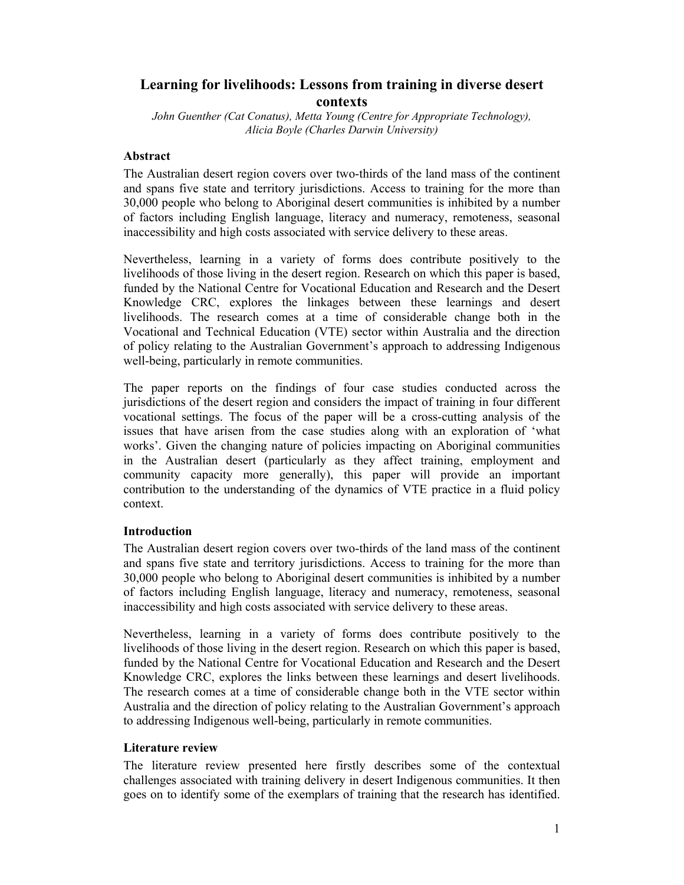# Learning for livelihoods: Lessons from training in diverse desert contexts

*John Guenther (Cat Conatus), Metta Young (Centre for Appropriate Technology), Alicia Boyle (Charles Darwin University)*

## Abstract

The Australian desert region covers over two-thirds of the land mass of the continent and spans five state and territory jurisdictions. Access to training for the more than 30,000 people who belong to Aboriginal desert communities is inhibited by a number of factors including English language, literacy and numeracy, remoteness, seasonal inaccessibility and high costs associated with service delivery to these areas.

Nevertheless, learning in a variety of forms does contribute positively to the livelihoods of those living in the desert region. Research on which this paper is based, funded by the National Centre for Vocational Education and Research and the Desert Knowledge CRC, explores the linkages between these learnings and desert livelihoods. The research comes at a time of considerable change both in the Vocational and Technical Education (VTE) sector within Australia and the direction of policy relating to the Australian Government's approach to addressing Indigenous well-being, particularly in remote communities.

The paper reports on the findings of four case studies conducted across the jurisdictions of the desert region and considers the impact of training in four different vocational settings. The focus of the paper will be a cross-cutting analysis of the issues that have arisen from the case studies along with an exploration of 'what works'. Given the changing nature of policies impacting on Aboriginal communities in the Australian desert (particularly as they affect training, employment and community capacity more generally), this paper will provide an important contribution to the understanding of the dynamics of VTE practice in a fluid policy context.

## Introduction

The Australian desert region covers over two-thirds of the land mass of the continent and spans five state and territory jurisdictions. Access to training for the more than 30,000 people who belong to Aboriginal desert communities is inhibited by a number of factors including English language, literacy and numeracy, remoteness, seasonal inaccessibility and high costs associated with service delivery to these areas.

Nevertheless, learning in a variety of forms does contribute positively to the livelihoods of those living in the desert region. Research on which this paper is based, funded by the National Centre for Vocational Education and Research and the Desert Knowledge CRC, explores the links between these learnings and desert livelihoods. The research comes at a time of considerable change both in the VTE sector within Australia and the direction of policy relating to the Australian Government's approach to addressing Indigenous well-being, particularly in remote communities.

## Literature review

The literature review presented here firstly describes some of the contextual challenges associated with training delivery in desert Indigenous communities. It then goes on to identify some of the exemplars of training that the research has identified.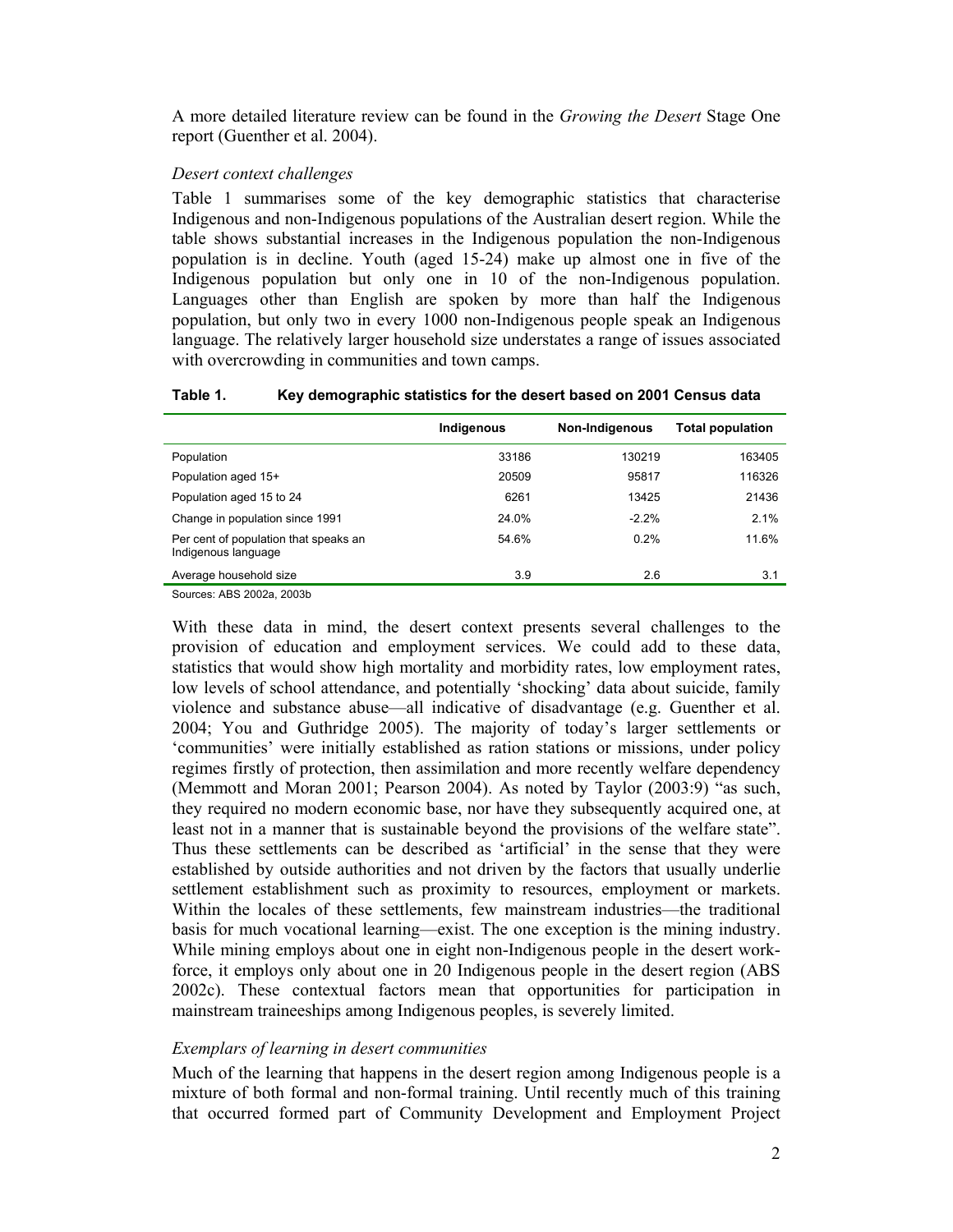A more detailed literature review can be found in the *Growing the Desert* Stage One report (Guenther et al. 2004).

*Desert context challenges*

Table 1 summarises some of the key demographic statistics that characterise Indigenous and non-Indigenous populations of the Australian desert region. While the table shows substantial increases in the Indigenous population the non-Indigenous population is in decline. Youth (aged 15-24) make up almost one in five of the Indigenous population but only one in 10 of the non-Indigenous population. Languages other than English are spoken by more than half the Indigenous population, but only two in every 1000 non-Indigenous people speak an Indigenous language. The relatively larger household size understates a range of issues associated with overcrowding in communities and town camps.

**Table 1. Key demographic statistics for the desert based on 2001 Census data**

| | Indigenous | Non-Indigenous | Total population |
|---|---|---|---|
| Population | 33186 | 130219 | 163405 |
| Population aged 15+ | 20509 | 95817 | 116326 |
| Population aged 15 to 24 | 6261 | 13425 | 21436 |
| Change in population since 1991 | 24.0% | -2.2% | 2.1% |
| Per cent of population that speaks an Indigenous language | 54.6% | 0.2% | 11.6% |
| Average household size | 3.9 | 2.6 | 3.1 |

Sources: ABS 2002a, 2003b

With these data in mind, the desert context presents several challenges to the provision of education and employment services. We could add to these data, statistics that would show high mortality and morbidity rates, low employment rates, low levels of school attendance, and potentially 'shocking' data about suicide, family violence and substance abuse—all indicative of disadvantage (e.g. Guenther et al. 2004; You and Guthridge 2005). The majority of today's larger settlements or 'communities' were initially established as ration stations or missions, under policy regimes firstly of protection, then assimilation and more recently welfare dependency (Memmott and Moran 2001; Pearson 2004). As noted by Taylor (2003:9) "as such, they required no modern economic base, nor have they subsequently acquired one, at least not in a manner that is sustainable beyond the provisions of the welfare state". Thus these settlements can be described as 'artificial' in the sense that they were established by outside authorities and not driven by the factors that usually underlie settlement establishment such as proximity to resources, employment or markets. Within the locales of these settlements, few mainstream industries—the traditional basis for much vocational learning—exist. The one exception is the mining industry. While mining employs about one in eight non-Indigenous people in the desert work-force, it employs only about one in 20 Indigenous people in the desert region (ABS 2002c). These contextual factors mean that opportunities for participation in mainstream traineeships among Indigenous peoples, is severely limited.

*Exemplars of learning in desert communities*

Much of the learning that happens in the desert region among Indigenous people is a mixture of both formal and non-formal training. Until recently much of this training that occurred formed part of Community Development and Employment Project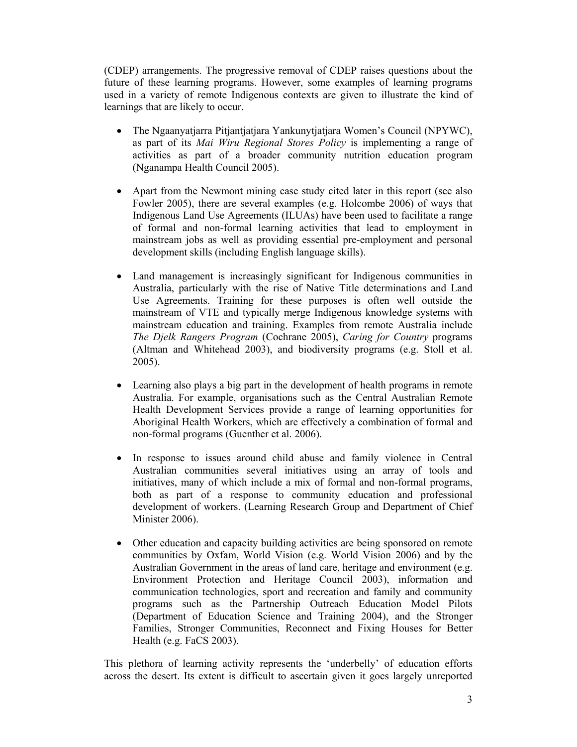(CDEP) arrangements. The progressive removal of CDEP raises questions about the future of these learning programs. However, some examples of learning programs used in a variety of remote Indigenous contexts are given to illustrate the kind of learnings that are likely to occur.

- The Ngaanyatjarra Pitjantjatjara Yankunytjatjara Women's Council (NPYWC), as part of its *Mai Wiru Regional Stores Policy* is implementing a range of activities as part of a broader community nutrition education program (Nganampa Health Council 2005).

- Apart from the Newmont mining case study cited later in this report (see also Fowler 2005), there are several examples (e.g. Holcombe 2006) of ways that Indigenous Land Use Agreements (ILUAs) have been used to facilitate a range of formal and non-formal learning activities that lead to employment in mainstream jobs as well as providing essential pre-employment and personal development skills (including English language skills).

- Land management is increasingly significant for Indigenous communities in Australia, particularly with the rise of Native Title determinations and Land Use Agreements. Training for these purposes is often well outside the mainstream of VTE and typically merge Indigenous knowledge systems with mainstream education and training. Examples from remote Australia include *The Djelk Rangers Program* (Cochrane 2005), *Caring for Country* programs (Altman and Whitehead 2003), and biodiversity programs (e.g. Stoll et al. 2005).

- Learning also plays a big part in the development of health programs in remote Australia. For example, organisations such as the Central Australian Remote Health Development Services provide a range of learning opportunities for Aboriginal Health Workers, which are effectively a combination of formal and non-formal programs (Guenther et al. 2006).

- In response to issues around child abuse and family violence in Central Australian communities several initiatives using an array of tools and initiatives, many of which include a mix of formal and non-formal programs, both as part of a response to community education and professional development of workers. (Learning Research Group and Department of Chief Minister 2006).

- Other education and capacity building activities are being sponsored on remote communities by Oxfam, World Vision (e.g. World Vision 2006) and by the Australian Government in the areas of land care, heritage and environment (e.g. Environment Protection and Heritage Council 2003), information and communication technologies, sport and recreation and family and community programs such as the Partnership Outreach Education Model Pilots (Department of Education Science and Training 2004), and the Stronger Families, Stronger Communities, Reconnect and Fixing Houses for Better Health (e.g. FaCS 2003).

This plethora of learning activity represents the 'underbelly' of education efforts across the desert. Its extent is difficult to ascertain given it goes largely unreported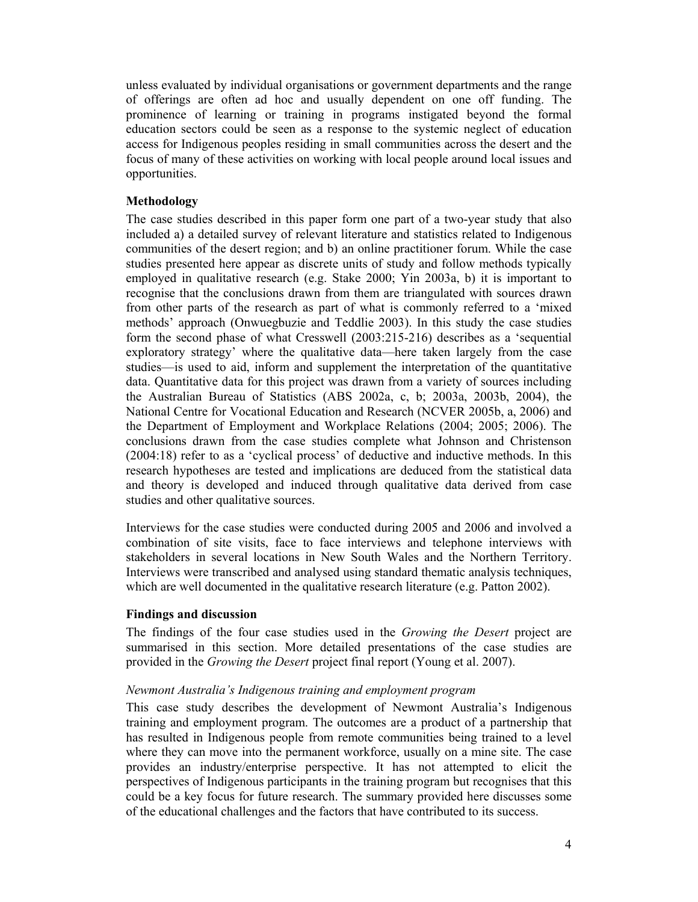unless evaluated by individual organisations or government departments and the range of offerings are often ad hoc and usually dependent on one off funding. The prominence of learning or training in programs instigated beyond the formal education sectors could be seen as a response to the systemic neglect of education access for Indigenous peoples residing in small communities across the desert and the focus of many of these activities on working with local people around local issues and opportunities.

## Methodology

The case studies described in this paper form one part of a two-year study that also included a) a detailed survey of relevant literature and statistics related to Indigenous communities of the desert region; and b) an online practitioner forum. While the case studies presented here appear as discrete units of study and follow methods typically employed in qualitative research (e.g. Stake 2000; Yin 2003a, b) it is important to recognise that the conclusions drawn from them are triangulated with sources drawn from other parts of the research as part of what is commonly referred to a 'mixed methods' approach (Onwuegbuzie and Teddlie 2003). In this study the case studies form the second phase of what Cresswell (2003:215-216) describes as a 'sequential exploratory strategy' where the qualitative data—here taken largely from the case studies—is used to aid, inform and supplement the interpretation of the quantitative data. Quantitative data for this project was drawn from a variety of sources including the Australian Bureau of Statistics (ABS 2002a, c, b; 2003a, 2003b, 2004), the National Centre for Vocational Education and Research (NCVER 2005b, a, 2006) and the Department of Employment and Workplace Relations (2004; 2005; 2006). The conclusions drawn from the case studies complete what Johnson and Christenson (2004:18) refer to as a 'cyclical process' of deductive and inductive methods. In this research hypotheses are tested and implications are deduced from the statistical data and theory is developed and induced through qualitative data derived from case studies and other qualitative sources.

Interviews for the case studies were conducted during 2005 and 2006 and involved a combination of site visits, face to face interviews and telephone interviews with stakeholders in several locations in New South Wales and the Northern Territory. Interviews were transcribed and analysed using standard thematic analysis techniques, which are well documented in the qualitative research literature (e.g. Patton 2002).

## Findings and discussion

The findings of the four case studies used in the *Growing the Desert* project are summarised in this section. More detailed presentations of the case studies are provided in the *Growing the Desert* project final report (Young et al. 2007).

### *Newmont Australia's Indigenous training and employment program*

This case study describes the development of Newmont Australia's Indigenous training and employment program. The outcomes are a product of a partnership that has resulted in Indigenous people from remote communities being trained to a level where they can move into the permanent workforce, usually on a mine site. The case provides an industry/enterprise perspective. It has not attempted to elicit the perspectives of Indigenous participants in the training program but recognises that this could be a key focus for future research. The summary provided here discusses some of the educational challenges and the factors that have contributed to its success.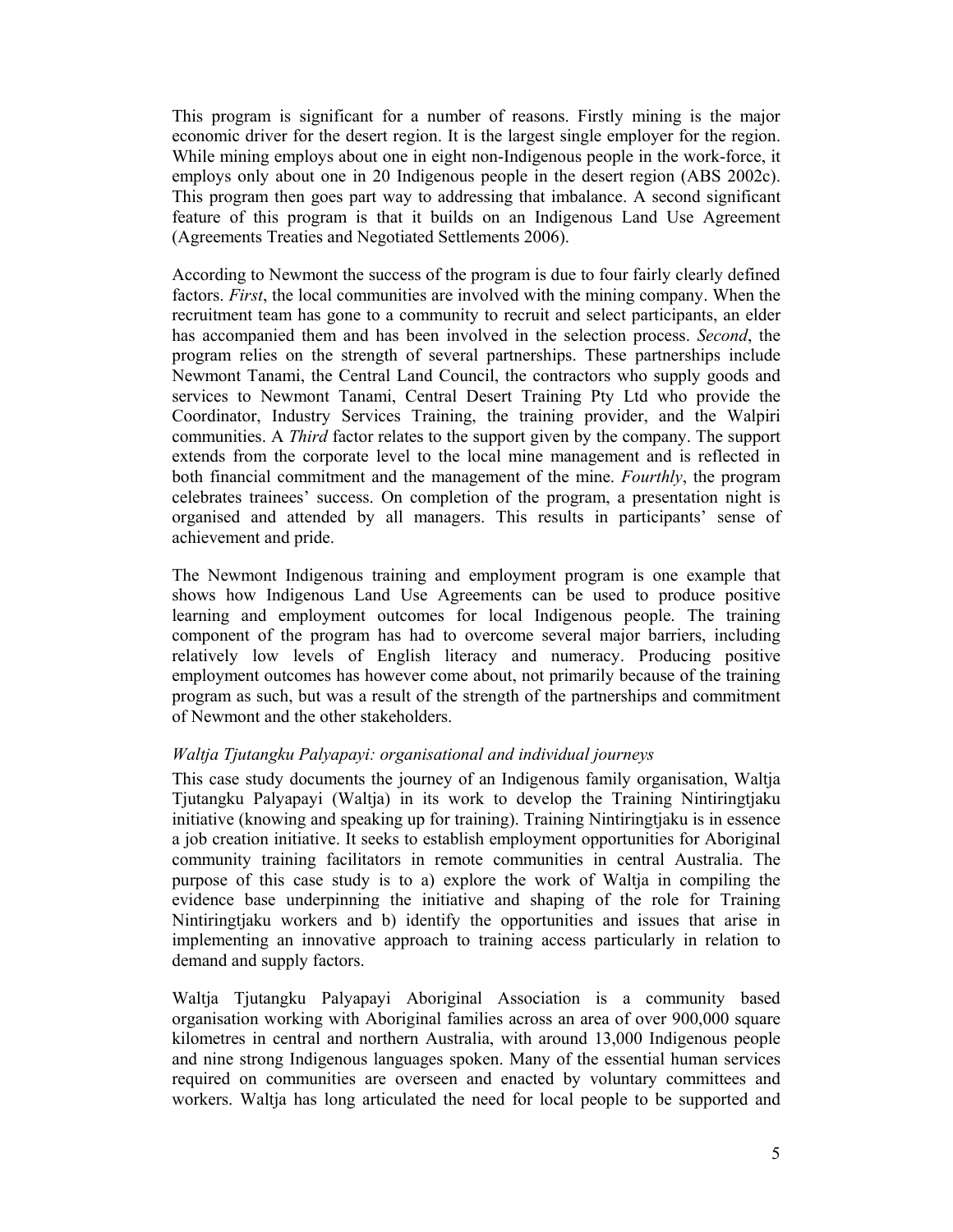This program is significant for a number of reasons. Firstly mining is the major economic driver for the desert region. It is the largest single employer for the region. While mining employs about one in eight non-Indigenous people in the work-force, it employs only about one in 20 Indigenous people in the desert region (ABS 2002c). This program then goes part way to addressing that imbalance. A second significant feature of this program is that it builds on an Indigenous Land Use Agreement (Agreements Treaties and Negotiated Settlements 2006).

According to Newmont the success of the program is due to four fairly clearly defined factors. *First*, the local communities are involved with the mining company. When the recruitment team has gone to a community to recruit and select participants, an elder has accompanied them and has been involved in the selection process. *Second*, the program relies on the strength of several partnerships. These partnerships include Newmont Tanami, the Central Land Council, the contractors who supply goods and services to Newmont Tanami, Central Desert Training Pty Ltd who provide the Coordinator, Industry Services Training, the training provider, and the Walpiri communities. A *Third* factor relates to the support given by the company. The support extends from the corporate level to the local mine management and is reflected in both financial commitment and the management of the mine. *Fourthly*, the program celebrates trainees' success. On completion of the program, a presentation night is organised and attended by all managers. This results in participants' sense of achievement and pride.

The Newmont Indigenous training and employment program is one example that shows how Indigenous Land Use Agreements can be used to produce positive learning and employment outcomes for local Indigenous people. The training component of the program has had to overcome several major barriers, including relatively low levels of English literacy and numeracy. Producing positive employment outcomes has however come about, not primarily because of the training program as such, but was a result of the strength of the partnerships and commitment of Newmont and the other stakeholders.

*Waltja Tjutangku Palyapayi: organisational and individual journeys*

This case study documents the journey of an Indigenous family organisation, Waltja Tjutangku Palyapayi (Waltja) in its work to develop the Training Nintiringtjaku initiative (knowing and speaking up for training). Training Nintiringtjaku is in essence a job creation initiative. It seeks to establish employment opportunities for Aboriginal community training facilitators in remote communities in central Australia. The purpose of this case study is to a) explore the work of Waltja in compiling the evidence base underpinning the initiative and shaping of the role for Training Nintiringtjaku workers and b) identify the opportunities and issues that arise in implementing an innovative approach to training access particularly in relation to demand and supply factors.

Waltja Tjutangku Palyapayi Aboriginal Association is a community based organisation working with Aboriginal families across an area of over 900,000 square kilometres in central and northern Australia, with around 13,000 Indigenous people and nine strong Indigenous languages spoken. Many of the essential human services required on communities are overseen and enacted by voluntary committees and workers. Waltja has long articulated the need for local people to be supported and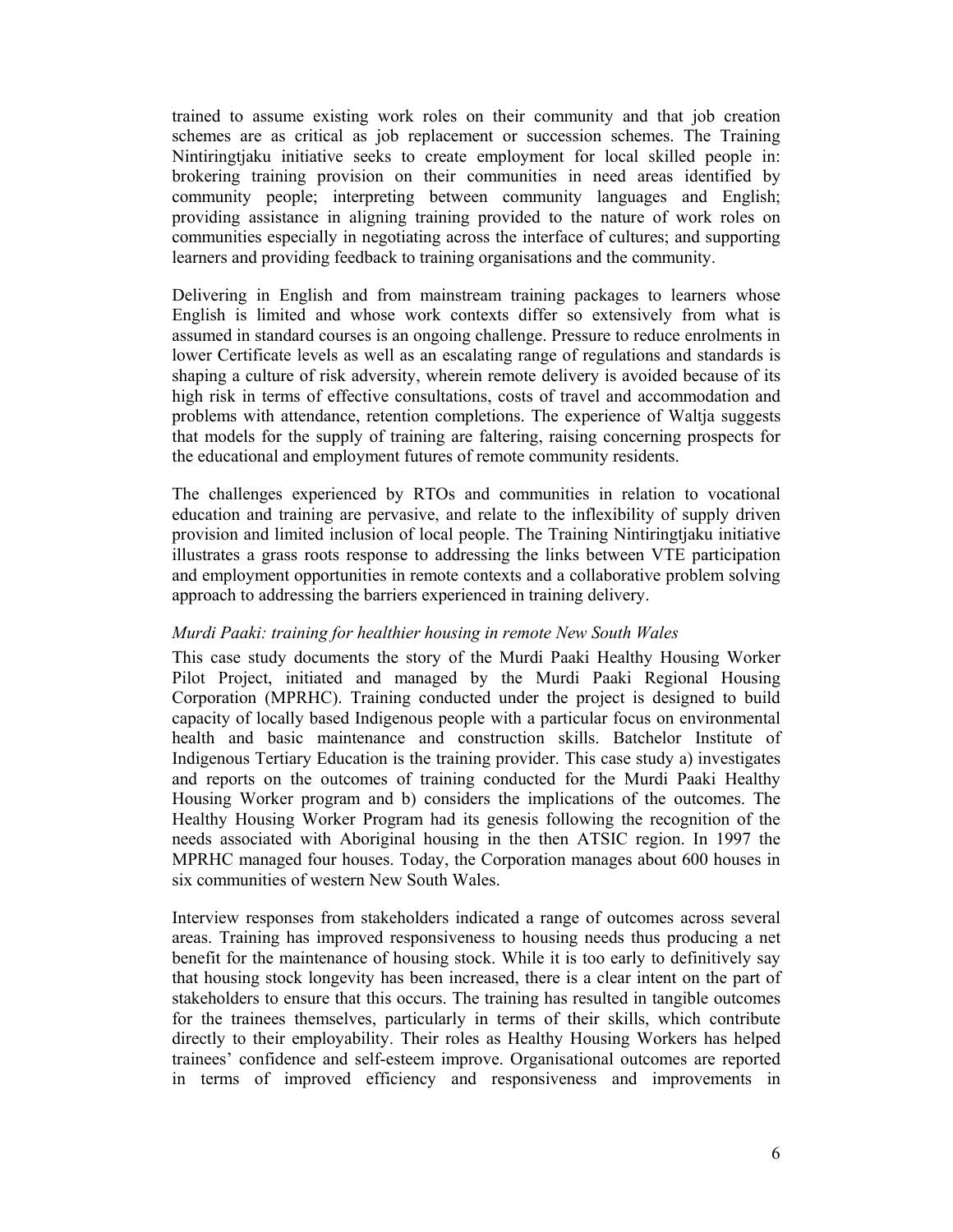trained to assume existing work roles on their community and that job creation schemes are as critical as job replacement or succession schemes. The Training Nintiringtjaku initiative seeks to create employment for local skilled people in: brokering training provision on their communities in need areas identified by community people; interpreting between community languages and English; providing assistance in aligning training provided to the nature of work roles on communities especially in negotiating across the interface of cultures; and supporting learners and providing feedback to training organisations and the community.

Delivering in English and from mainstream training packages to learners whose English is limited and whose work contexts differ so extensively from what is assumed in standard courses is an ongoing challenge. Pressure to reduce enrolments in lower Certificate levels as well as an escalating range of regulations and standards is shaping a culture of risk adversity, wherein remote delivery is avoided because of its high risk in terms of effective consultations, costs of travel and accommodation and problems with attendance, retention completions. The experience of Waltja suggests that models for the supply of training are faltering, raising concerning prospects for the educational and employment futures of remote community residents.

The challenges experienced by RTOs and communities in relation to vocational education and training are pervasive, and relate to the inflexibility of supply driven provision and limited inclusion of local people. The Training Nintiringtjaku initiative illustrates a grass roots response to addressing the links between VTE participation and employment opportunities in remote contexts and a collaborative problem solving approach to addressing the barriers experienced in training delivery.

### *Murdi Paaki: training for healthier housing in remote New South Wales*

This case study documents the story of the Murdi Paaki Healthy Housing Worker Pilot Project, initiated and managed by the Murdi Paaki Regional Housing Corporation (MPRHC). Training conducted under the project is designed to build capacity of locally based Indigenous people with a particular focus on environmental health and basic maintenance and construction skills. Batchelor Institute of Indigenous Tertiary Education is the training provider. This case study a) investigates and reports on the outcomes of training conducted for the Murdi Paaki Healthy Housing Worker program and b) considers the implications of the outcomes. The Healthy Housing Worker Program had its genesis following the recognition of the needs associated with Aboriginal housing in the then ATSIC region. In 1997 the MPRHC managed four houses. Today, the Corporation manages about 600 houses in six communities of western New South Wales.

Interview responses from stakeholders indicated a range of outcomes across several areas. Training has improved responsiveness to housing needs thus producing a net benefit for the maintenance of housing stock. While it is too early to definitively say that housing stock longevity has been increased, there is a clear intent on the part of stakeholders to ensure that this occurs. The training has resulted in tangible outcomes for the trainees themselves, particularly in terms of their skills, which contribute directly to their employability. Their roles as Healthy Housing Workers has helped trainees' confidence and self-esteem improve. Organisational outcomes are reported in terms of improved efficiency and responsiveness and improvements in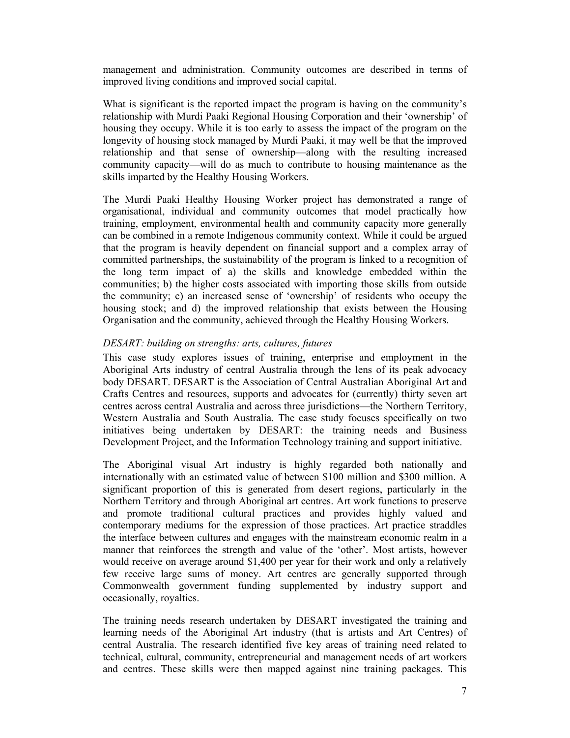management and administration. Community outcomes are described in terms of improved living conditions and improved social capital.

What is significant is the reported impact the program is having on the community's relationship with Murdi Paaki Regional Housing Corporation and their 'ownership' of housing they occupy. While it is too early to assess the impact of the program on the longevity of housing stock managed by Murdi Paaki, it may well be that the improved relationship and that sense of ownership—along with the resulting increased community capacity—will do as much to contribute to housing maintenance as the skills imparted by the Healthy Housing Workers.

The Murdi Paaki Healthy Housing Worker project has demonstrated a range of organisational, individual and community outcomes that model practically how training, employment, environmental health and community capacity more generally can be combined in a remote Indigenous community context. While it could be argued that the program is heavily dependent on financial support and a complex array of committed partnerships, the sustainability of the program is linked to a recognition of the long term impact of a) the skills and knowledge embedded within the communities; b) the higher costs associated with importing those skills from outside the community; c) an increased sense of 'ownership' of residents who occupy the housing stock; and d) the improved relationship that exists between the Housing Organisation and the community, achieved through the Healthy Housing Workers.

*DESART: building on strengths: arts, cultures, futures*

This case study explores issues of training, enterprise and employment in the Aboriginal Arts industry of central Australia through the lens of its peak advocacy body DESART. DESART is the Association of Central Australian Aboriginal Art and Crafts Centres and resources, supports and advocates for (currently) thirty seven art centres across central Australia and across three jurisdictions—the Northern Territory, Western Australia and South Australia. The case study focuses specifically on two initiatives being undertaken by DESART: the training needs and Business Development Project, and the Information Technology training and support initiative.

The Aboriginal visual Art industry is highly regarded both nationally and internationally with an estimated value of between $100 million and $300 million. A significant proportion of this is generated from desert regions, particularly in the Northern Territory and through Aboriginal art centres. Art work functions to preserve and promote traditional cultural practices and provides highly valued and contemporary mediums for the expression of those practices. Art practice straddles the interface between cultures and engages with the mainstream economic realm in a manner that reinforces the strength and value of the 'other'. Most artists, however would receive on average around $1,400 per year for their work and only a relatively few receive large sums of money. Art centres are generally supported through Commonwealth government funding supplemented by industry support and occasionally, royalties.

The training needs research undertaken by DESART investigated the training and learning needs of the Aboriginal Art industry (that is artists and Art Centres) of central Australia. The research identified five key areas of training need related to technical, cultural, community, entrepreneurial and management needs of art workers and centres. These skills were then mapped against nine training packages. This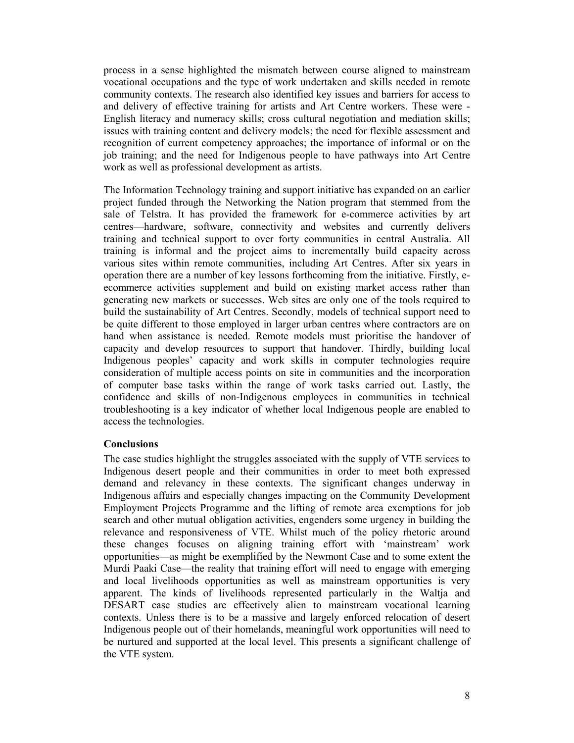process in a sense highlighted the mismatch between course aligned to mainstream vocational occupations and the type of work undertaken and skills needed in remote community contexts. The research also identified key issues and barriers for access to and delivery of effective training for artists and Art Centre workers. These were - English literacy and numeracy skills; cross cultural negotiation and mediation skills; issues with training content and delivery models; the need for flexible assessment and recognition of current competency approaches; the importance of informal or on the job training; and the need for Indigenous people to have pathways into Art Centre work as well as professional development as artists.

The Information Technology training and support initiative has expanded on an earlier project funded through the Networking the Nation program that stemmed from the sale of Telstra. It has provided the framework for e-commerce activities by art centres—hardware, software, connectivity and websites and currently delivers training and technical support to over forty communities in central Australia. All training is informal and the project aims to incrementally build capacity across various sites within remote communities, including Art Centres. After six years in operation there are a number of key lessons forthcoming from the initiative. Firstly, e-ecommerce activities supplement and build on existing market access rather than generating new markets or successes. Web sites are only one of the tools required to build the sustainability of Art Centres. Secondly, models of technical support need to be quite different to those employed in larger urban centres where contractors are on hand when assistance is needed. Remote models must prioritise the handover of capacity and develop resources to support that handover. Thirdly, building local Indigenous peoples' capacity and work skills in computer technologies require consideration of multiple access points on site in communities and the incorporation of computer base tasks within the range of work tasks carried out. Lastly, the confidence and skills of non-Indigenous employees in communities in technical troubleshooting is a key indicator of whether local Indigenous people are enabled to access the technologies.

**Conclusions**

The case studies highlight the struggles associated with the supply of VTE services to Indigenous desert people and their communities in order to meet both expressed demand and relevancy in these contexts. The significant changes underway in Indigenous affairs and especially changes impacting on the Community Development Employment Projects Programme and the lifting of remote area exemptions for job search and other mutual obligation activities, engenders some urgency in building the relevance and responsiveness of VTE. Whilst much of the policy rhetoric around these changes focuses on aligning training effort with 'mainstream' work opportunities—as might be exemplified by the Newmont Case and to some extent the Murdi Paaki Case—the reality that training effort will need to engage with emerging and local livelihoods opportunities as well as mainstream opportunities is very apparent. The kinds of livelihoods represented particularly in the Waltja and DESART case studies are effectively alien to mainstream vocational learning contexts. Unless there is to be a massive and largely enforced relocation of desert Indigenous people out of their homelands, meaningful work opportunities will need to be nurtured and supported at the local level. This presents a significant challenge of the VTE system.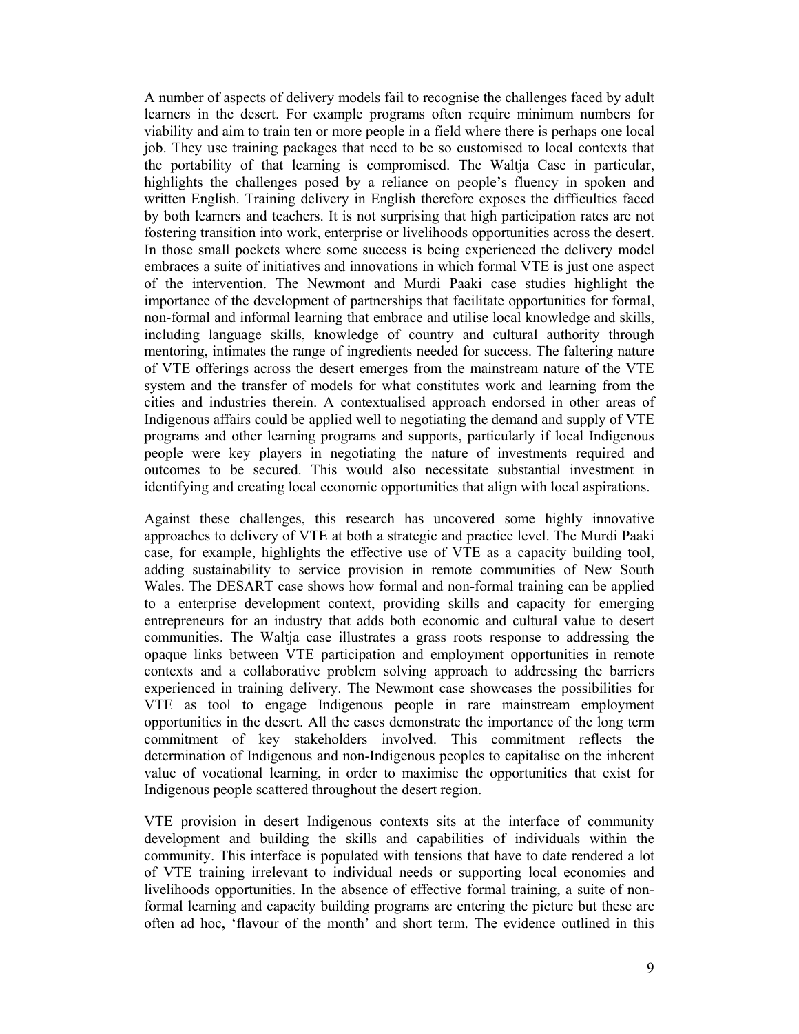A number of aspects of delivery models fail to recognise the challenges faced by adult learners in the desert. For example programs often require minimum numbers for viability and aim to train ten or more people in a field where there is perhaps one local job. They use training packages that need to be so customised to local contexts that the portability of that learning is compromised. The Waltja Case in particular, highlights the challenges posed by a reliance on people's fluency in spoken and written English. Training delivery in English therefore exposes the difficulties faced by both learners and teachers. It is not surprising that high participation rates are not fostering transition into work, enterprise or livelihoods opportunities across the desert. In those small pockets where some success is being experienced the delivery model embraces a suite of initiatives and innovations in which formal VTE is just one aspect of the intervention. The Newmont and Murdi Paaki case studies highlight the importance of the development of partnerships that facilitate opportunities for formal, non-formal and informal learning that embrace and utilise local knowledge and skills, including language skills, knowledge of country and cultural authority through mentoring, intimates the range of ingredients needed for success. The faltering nature of VTE offerings across the desert emerges from the mainstream nature of the VTE system and the transfer of models for what constitutes work and learning from the cities and industries therein. A contextualised approach endorsed in other areas of Indigenous affairs could be applied well to negotiating the demand and supply of VTE programs and other learning programs and supports, particularly if local Indigenous people were key players in negotiating the nature of investments required and outcomes to be secured. This would also necessitate substantial investment in identifying and creating local economic opportunities that align with local aspirations.

Against these challenges, this research has uncovered some highly innovative approaches to delivery of VTE at both a strategic and practice level. The Murdi Paaki case, for example, highlights the effective use of VTE as a capacity building tool, adding sustainability to service provision in remote communities of New South Wales. The DESART case shows how formal and non-formal training can be applied to a enterprise development context, providing skills and capacity for emerging entrepreneurs for an industry that adds both economic and cultural value to desert communities. The Waltja case illustrates a grass roots response to addressing the opaque links between VTE participation and employment opportunities in remote contexts and a collaborative problem solving approach to addressing the barriers experienced in training delivery. The Newmont case showcases the possibilities for VTE as tool to engage Indigenous people in rare mainstream employment opportunities in the desert. All the cases demonstrate the importance of the long term commitment of key stakeholders involved. This commitment reflects the determination of Indigenous and non-Indigenous peoples to capitalise on the inherent value of vocational learning, in order to maximise the opportunities that exist for Indigenous people scattered throughout the desert region.

VTE provision in desert Indigenous contexts sits at the interface of community development and building the skills and capabilities of individuals within the community. This interface is populated with tensions that have to date rendered a lot of VTE training irrelevant to individual needs or supporting local economies and livelihoods opportunities. In the absence of effective formal training, a suite of non-formal learning and capacity building programs are entering the picture but these are often ad hoc, 'flavour of the month' and short term. The evidence outlined in this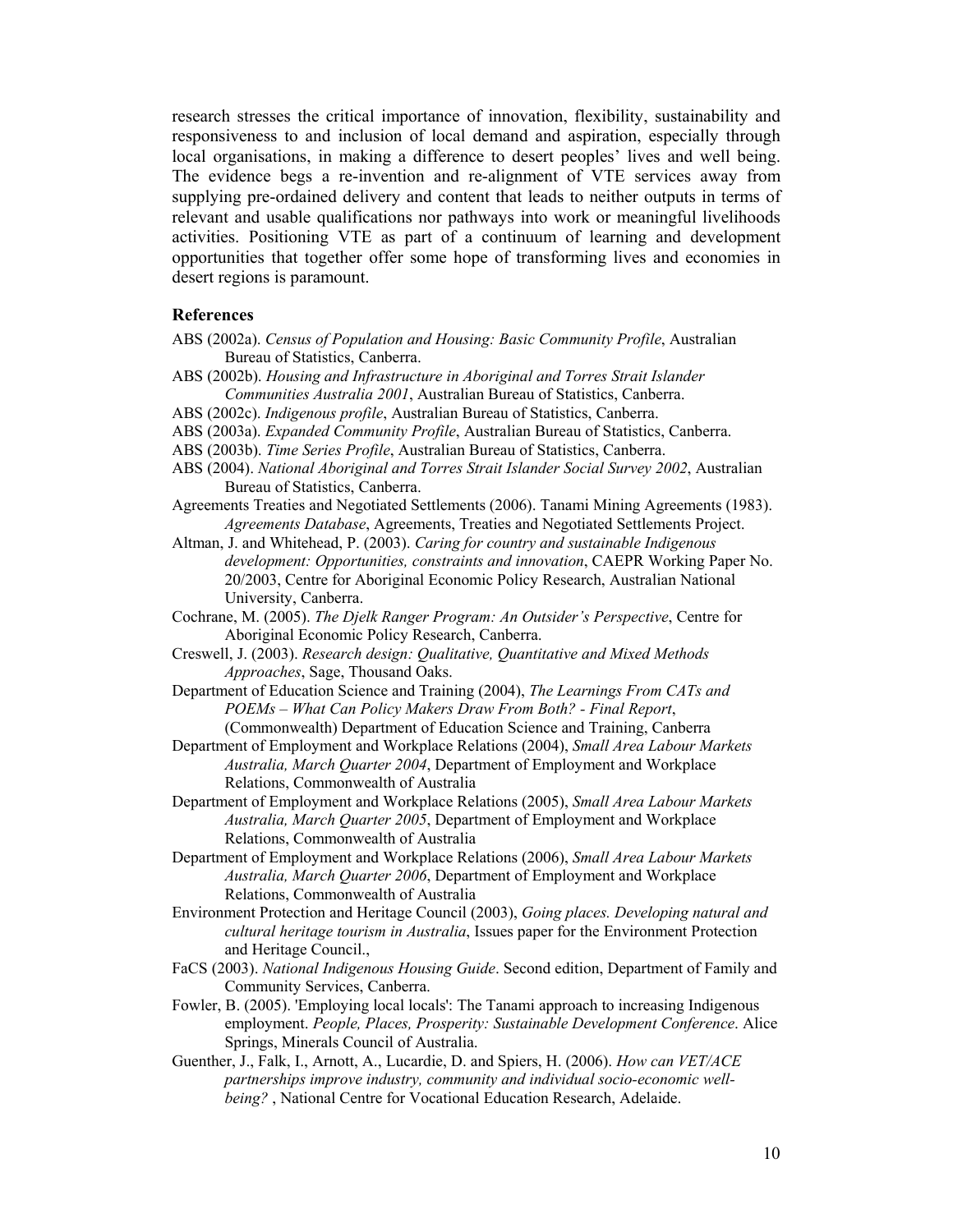research stresses the critical importance of innovation, flexibility, sustainability and responsiveness to and inclusion of local demand and aspiration, especially through local organisations, in making a difference to desert peoples' lives and well being. The evidence begs a re-invention and re-alignment of VTE services away from supplying pre-ordained delivery and content that leads to neither outputs in terms of relevant and usable qualifications nor pathways into work or meaningful livelihoods activities. Positioning VTE as part of a continuum of learning and development opportunities that together offer some hope of transforming lives and economies in desert regions is paramount.

## References

ABS (2002a). *Census of Population and Housing: Basic Community Profile*, Australian Bureau of Statistics, Canberra.

ABS (2002b). *Housing and Infrastructure in Aboriginal and Torres Strait Islander Communities Australia 2001*, Australian Bureau of Statistics, Canberra.

ABS (2002c). *Indigenous profile*, Australian Bureau of Statistics, Canberra.

ABS (2003a). *Expanded Community Profile*, Australian Bureau of Statistics, Canberra.

ABS (2003b). *Time Series Profile*, Australian Bureau of Statistics, Canberra.

ABS (2004). *National Aboriginal and Torres Strait Islander Social Survey 2002*, Australian Bureau of Statistics, Canberra.

Agreements Treaties and Negotiated Settlements (2006). Tanami Mining Agreements (1983). *Agreements Database*, Agreements, Treaties and Negotiated Settlements Project.

Altman, J. and Whitehead, P. (2003). *Caring for country and sustainable Indigenous development: Opportunities, constraints and innovation*, CAEPR Working Paper No. 20/2003, Centre for Aboriginal Economic Policy Research, Australian National University, Canberra.

Cochrane, M. (2005). *The Djelk Ranger Program: An Outsider's Perspective*, Centre for Aboriginal Economic Policy Research, Canberra.

Creswell, J. (2003). *Research design: Qualitative, Quantitative and Mixed Methods Approaches*, Sage, Thousand Oaks.

Department of Education Science and Training (2004), *The Learnings From CATs and POEMs – What Can Policy Makers Draw From Both? - Final Report*, (Commonwealth) Department of Education Science and Training, Canberra

Department of Employment and Workplace Relations (2004), *Small Area Labour Markets Australia, March Quarter 2004*, Department of Employment and Workplace Relations, Commonwealth of Australia

Department of Employment and Workplace Relations (2005), *Small Area Labour Markets Australia, March Quarter 2005*, Department of Employment and Workplace Relations, Commonwealth of Australia

Department of Employment and Workplace Relations (2006), *Small Area Labour Markets Australia, March Quarter 2006*, Department of Employment and Workplace Relations, Commonwealth of Australia

Environment Protection and Heritage Council (2003), *Going places. Developing natural and cultural heritage tourism in Australia*, Issues paper for the Environment Protection and Heritage Council.,

FaCS (2003). *National Indigenous Housing Guide*. Second edition, Department of Family and Community Services, Canberra.

Fowler, B. (2005). 'Employing local locals': The Tanami approach to increasing Indigenous employment. *People, Places, Prosperity: Sustainable Development Conference*. Alice Springs, Minerals Council of Australia.

Guenther, J., Falk, I., Arnott, A., Lucardie, D. and Spiers, H. (2006). *How can VET/ACE partnerships improve industry, community and individual socio-economic well-being?* , National Centre for Vocational Education Research, Adelaide.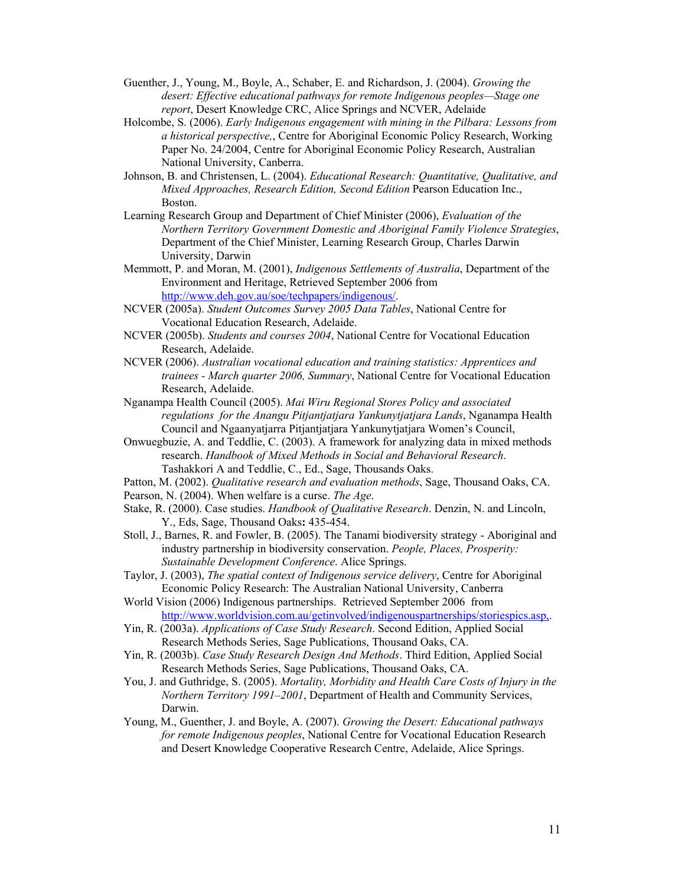Guenther, J., Young, M., Boyle, A., Schaber, E. and Richardson, J. (2004). *Growing the desert: Effective educational pathways for remote Indigenous peoples—Stage one report*, Desert Knowledge CRC, Alice Springs and NCVER, Adelaide

Holcombe, S. (2006). *Early Indigenous engagement with mining in the Pilbara: Lessons from a historical perspective,*, Centre for Aboriginal Economic Policy Research, Working Paper No. 24/2004, Centre for Aboriginal Economic Policy Research, Australian National University, Canberra.

Johnson, B. and Christensen, L. (2004). *Educational Research: Quantitative, Qualitative, and Mixed Approaches, Research Edition, Second Edition* Pearson Education Inc., Boston.

Learning Research Group and Department of Chief Minister (2006), *Evaluation of the Northern Territory Government Domestic and Aboriginal Family Violence Strategies*, Department of the Chief Minister, Learning Research Group, Charles Darwin University, Darwin

Memmott, P. and Moran, M. (2001), *Indigenous Settlements of Australia*, Department of the Environment and Heritage, Retrieved September 2006 from http://www.deh.gov.au/soe/techpapers/indigenous/.

NCVER (2005a). *Student Outcomes Survey 2005 Data Tables*, National Centre for Vocational Education Research, Adelaide.

NCVER (2005b). *Students and courses 2004*, National Centre for Vocational Education Research, Adelaide.

NCVER (2006). *Australian vocational education and training statistics: Apprentices and trainees - March quarter 2006, Summary*, National Centre for Vocational Education Research, Adelaide.

Nganampa Health Council (2005). *Mai Wiru Regional Stores Policy and associated regulations for the Anangu Pitjantjatjara Yankunytjatjara Lands*, Nganampa Health Council and Ngaanyatjarra Pitjantjatjara Yankunytjatjara Women's Council,

Onwuegbuzie, A. and Teddlie, C. (2003). A framework for analyzing data in mixed methods research. *Handbook of Mixed Methods in Social and Behavioral Research*. Tashakkori A and Teddlie, C., Ed., Sage, Thousands Oaks.

Patton, M. (2002). *Qualitative research and evaluation methods*, Sage, Thousand Oaks, CA.

Pearson, N. (2004). When welfare is a curse. *The Age*.

Stake, R. (2000). Case studies. *Handbook of Qualitative Research*. Denzin, N. and Lincoln, Y., Eds, Sage, Thousand Oaks**:** 435-454.

Stoll, J., Barnes, R. and Fowler, B. (2005). The Tanami biodiversity strategy - Aboriginal and industry partnership in biodiversity conservation. *People, Places, Prosperity: Sustainable Development Conference*. Alice Springs.

Taylor, J. (2003), *The spatial context of Indigenous service delivery*, Centre for Aboriginal Economic Policy Research: The Australian National University, Canberra

World Vision (2006) Indigenous partnerships. Retrieved September 2006 from http://www.worldvision.com.au/getinvolved/indigenouspartnerships/storiespics.asp,.

Yin, R. (2003a). *Applications of Case Study Research*. Second Edition, Applied Social Research Methods Series, Sage Publications, Thousand Oaks, CA.

Yin, R. (2003b). *Case Study Research Design And Methods*. Third Edition, Applied Social Research Methods Series, Sage Publications, Thousand Oaks, CA.

You, J. and Guthridge, S. (2005). *Mortality, Morbidity and Health Care Costs of Injury in the Northern Territory 1991–2001*, Department of Health and Community Services, Darwin.

Young, M., Guenther, J. and Boyle, A. (2007). *Growing the Desert: Educational pathways for remote Indigenous peoples*, National Centre for Vocational Education Research and Desert Knowledge Cooperative Research Centre, Adelaide, Alice Springs.